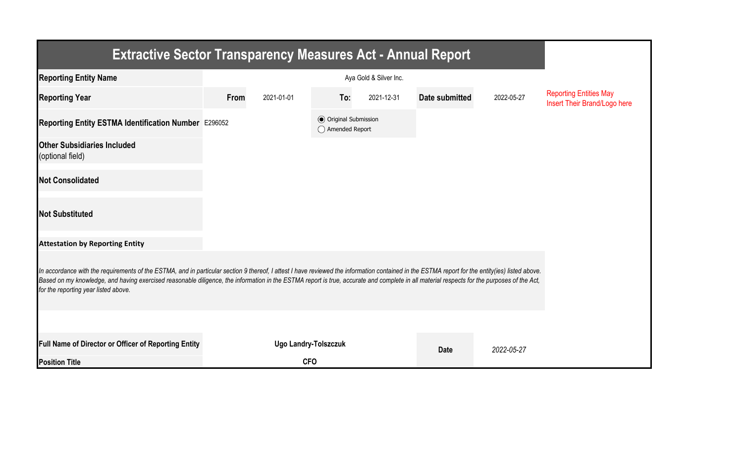# Extractive Sector Transparency Measures Act - Annual Report

| | | | | | | | |
|---|---|---|---|---|---|---|---|
| **Reporting Entity Name** | Aya Gold & Silver Inc. | | | | | | Reporting Entities May Insert Their Brand/Logo here |
| **Reporting Year** | **From** | 2021-01-01 | **To:** | 2021-12-31 | **Date submitted** | 2022-05-27 | |
| **Reporting Entity ESTMA Identification Number** | E296052 | | (●) Original Submission ( ) Amended Report | | | | |
| **Other Subsidiaries Included** (optional field) | | | | | | | |
| **Not Consolidated** | | | | | | | |
| **Not Substituted** | | | | | | | |

**Attestation by Reporting Entity**

*In accordance with the requirements of the ESTMA, and in particular section 9 thereof, I attest I have reviewed the information contained in the ESTMA report for the entity(ies) listed above. Based on my knowledge, and having exercised reasonable diligence, the information in the ESTMA report is true, accurate and complete in all material respects for the purposes of the Act, for the reporting year listed above.*

| | | | |
|---|---|---|---|
| **Full Name of Director or Officer of Reporting Entity** | **Ugo Landry-Tolszczuk** | **Date** | *2022-05-27* |
| **Position Title** | **CFO** | | |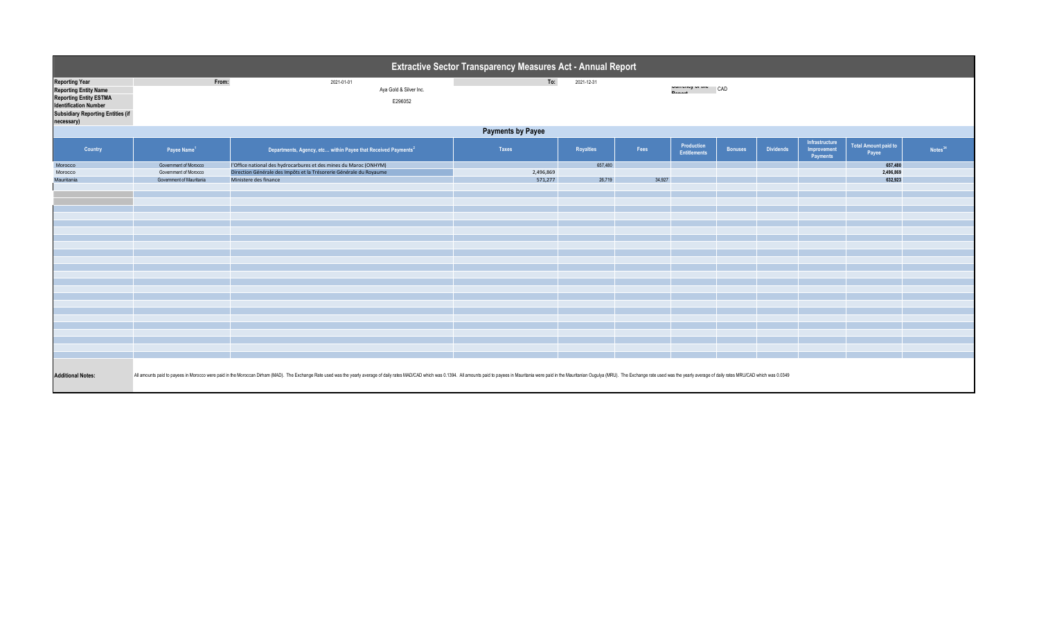# Extractive Sector Transparency Measures Act - Annual Report

| | | | | |
|---|---|---|---|---|
| **Reporting Year** | From: | 2021-01-01 | To: | 2021-12-31 |
| **Reporting Entity Name** | | Aya Gold & Silver Inc. | Currency of the Report | CAD |
| **Reporting Entity ESTMA Identification Number** | | E296052 | | |
| **Subsidiary Reporting Entities (if necessary)** | | | | |

## Payments by Payee

| Country | Payee Name[1] | Departments, Agency, etc... within Payee that Received Payments[2] | Taxes | Royalties | Fees | Production Entitlements | Bonuses | Dividends | Infrastructure Improvement Payments | Total Amount paid to Payee | Notes[34] |
|---|---|---|---|---|---|---|---|---|---|---|---|
| Morocco | Government of Morocco | l'Office national des hydrocarbures et des mines du Maroc (ONHYM) | | 657,480 | | | | | | 657,480 | |
| Morocco | Government of Morocco | Direction Générale des Impôts et la Trésorerie Générale du Royaume | 2,496,869 | | | | | | | 2,496,869 | |
| Mauritania | Government of Mauritania | Ministere des finance | 571,277 | 26,719 | 34,927 | | | | | 632,923 | |

**Additional Notes:** All amounts paid to payees in Morocco were paid in the Moroccan Dirham (MAD). The Exchange Rate used was the yearly average of daily rates MAD/CAD which was 0.1394. All amounts paid to payees in Mauritania were paid in the Mauritanian Ouguiya (MRU). The Exchange rate used was the yearly average of daily rates MRU/CAD which was 0.0349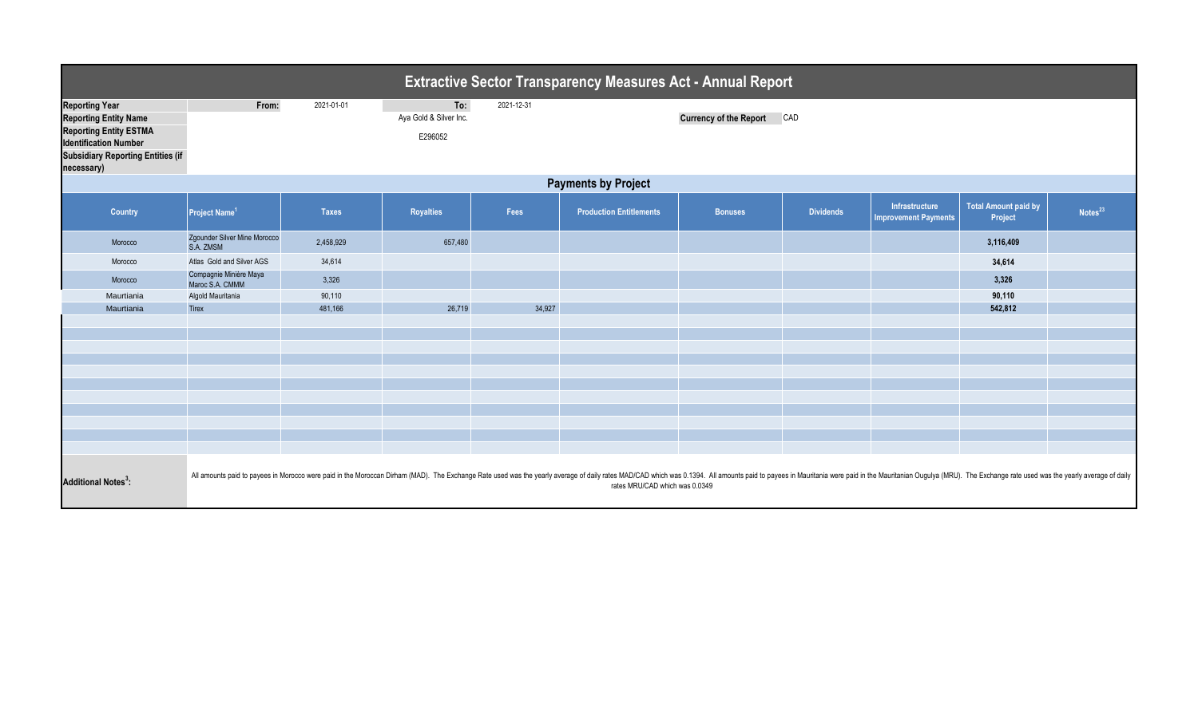# Extractive Sector Transparency Measures Act - Annual Report

| | | | | | |
|---|---|---|---|---|---|
| **Reporting Year** | From: | 2021-01-01 | To: | 2021-12-31 | |
| **Reporting Entity Name** | | | Aya Gold & Silver Inc. | | **Currency of the Report** CAD |
| **Reporting Entity ESTMA Identification Number** | | | E296052 | | |
| **Subsidiary Reporting Entities (if necessary)** | | | | | |

## Payments by Project

| Country | Project Name[1] | Taxes | Royalties | Fees | Production Entitlements | Bonuses | Dividends | Infrastructure Improvement Payments | Total Amount paid by Project | Notes[23] |
|---|---|---|---|---|---|---|---|---|---|---|
| Morocco | Zgounder Silver Mine Morocco S.A. ZMSM | 2,458,929 | 657,480 | | | | | | **3,116,409** | |
| Morocco | Atlas Gold and Silver AGS | 34,614 | | | | | | | **34,614** | |
| Morocco | Compagnie Minière Maya Maroc S.A. CMMM | 3,326 | | | | | | | **3,326** | |
| Maurtiania | Algold Mauritania | 90,110 | | | | | | | **90,110** | |
| Maurtiania | Tirex | 481,166 | 26,719 | 34,927 | | | | | **542,812** | |

**Additional Notes[3]:** All amounts paid to payees in Morocco were paid in the Moroccan Dirham (MAD). The Exchange Rate used was the yearly average of daily rates MAD/CAD which was 0.1394. All amounts paid to payees in Mauritania were paid in the Mauritanian Ougulya (MRU). The Exchange rate used was the yearly average of daily rates MRU/CAD which was 0.0349